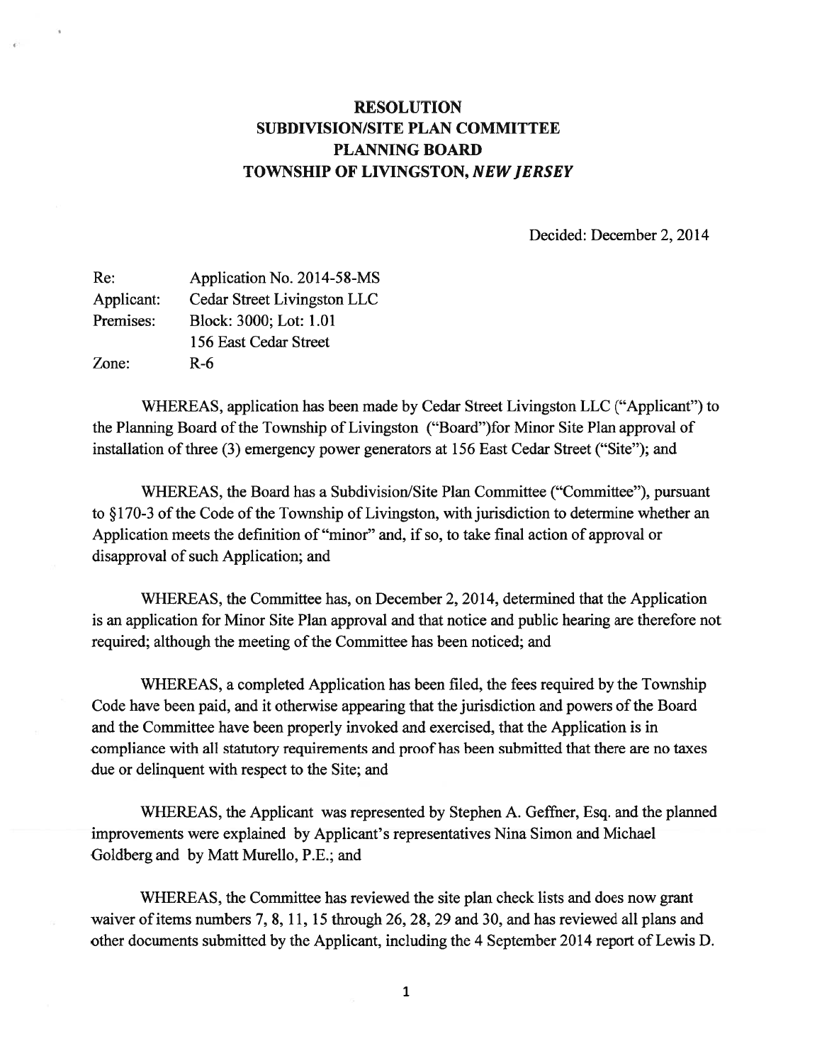# RESOLUTION
# SUBDIVISION/SITE PLAN COMMITTEE
# PLANNING BOARD
# TOWNSHIP OF LIVINGSTON, *NEW JERSEY*

Decided: December 2, 2014

| | |
|---|---|
| Re: | Application No. 2014-58-MS |
| Applicant: | Cedar Street Livingston LLC |
| Premises: | Block: 3000; Lot: 1.01 |
| | 156 East Cedar Street |
| Zone: | R-6 |

WHEREAS, application has been made by Cedar Street Livingston LLC ("Applicant") to the Planning Board of the Township of Livingston ("Board")for Minor Site Plan approval of installation of three (3) emergency power generators at 156 East Cedar Street ("Site"); and

WHEREAS, the Board has a Subdivision/Site Plan Committee ("Committee"), pursuant to §170-3 of the Code of the Township of Livingston, with jurisdiction to determine whether an Application meets the definition of "minor" and, if so, to take final action of approval or disapproval of such Application; and

WHEREAS, the Committee has, on December 2, 2014, determined that the Application is an application for Minor Site Plan approval and that notice and public hearing are therefore not required; although the meeting of the Committee has been noticed; and

WHEREAS, a completed Application has been filed, the fees required by the Township Code have been paid, and it otherwise appearing that the jurisdiction and powers of the Board and the Committee have been properly invoked and exercised, that the Application is in compliance with all statutory requirements and proof has been submitted that there are no taxes due or delinquent with respect to the Site; and

WHEREAS, the Applicant was represented by Stephen A. Geffner, Esq. and the planned improvements were explained by Applicant's representatives Nina Simon and Michael Goldberg and by Matt Murello, P.E.; and

WHEREAS, the Committee has reviewed the site plan check lists and does now grant waiver of items numbers 7, 8, 11, 15 through 26, 28, 29 and 30, and has reviewed all plans and other documents submitted by the Applicant, including the 4 September 2014 report of Lewis D.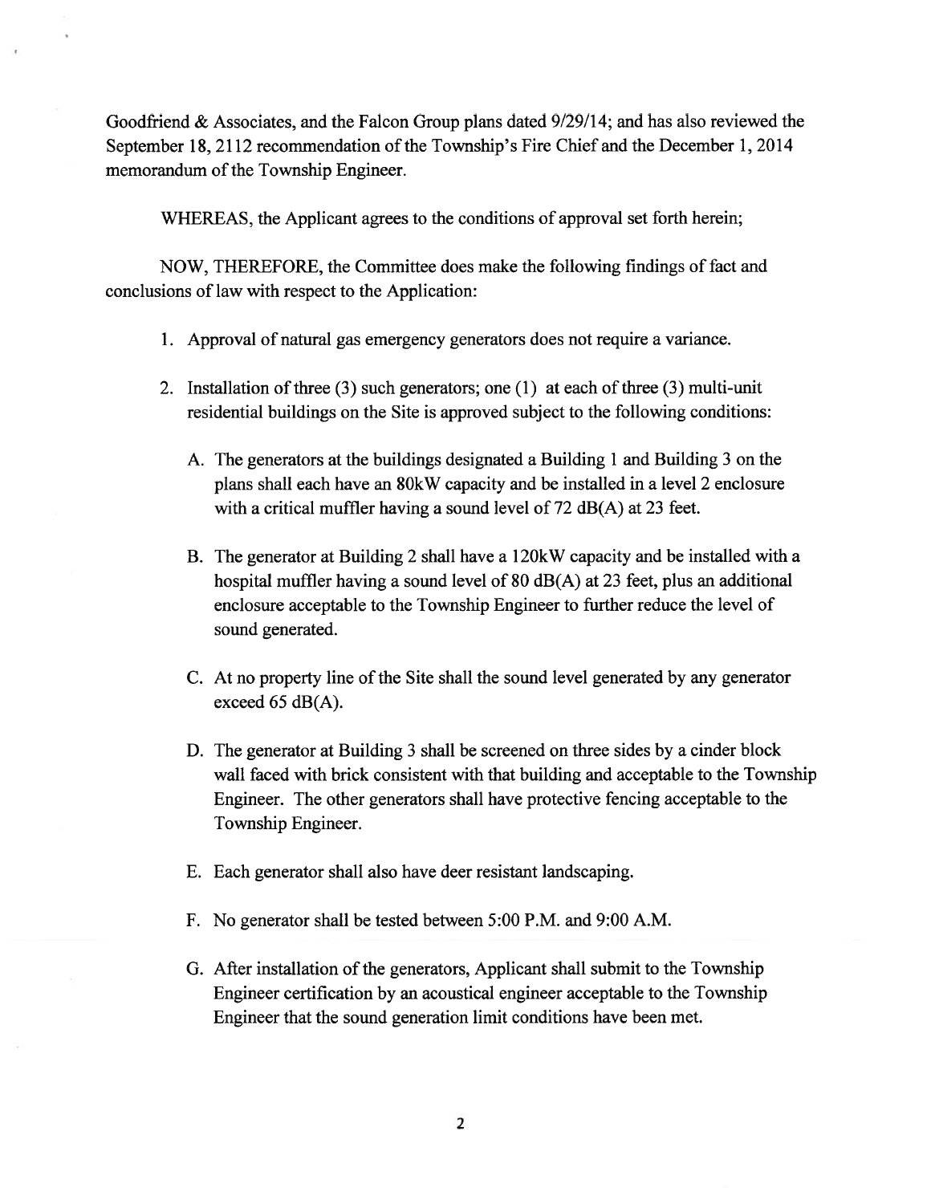Goodfriend & Associates, and the Falcon Group plans dated 9/29/14; and has also reviewed the September 18, 2112 recommendation of the Township's Fire Chief and the December 1, 2014 memorandum of the Township Engineer.

WHEREAS, the Applicant agrees to the conditions of approval set forth herein;

NOW, THEREFORE, the Committee does make the following findings of fact and conclusions of law with respect to the Application:

1. Approval of natural gas emergency generators does not require a variance.

2. Installation of three (3) such generators; one (1) at each of three (3) multi-unit residential buildings on the Site is approved subject to the following conditions:

   A. The generators at the buildings designated a Building 1 and Building 3 on the plans shall each have an 80kW capacity and be installed in a level 2 enclosure with a critical muffler having a sound level of 72 dB(A) at 23 feet.

   B. The generator at Building 2 shall have a 120kW capacity and be installed with a hospital muffler having a sound level of 80 dB(A) at 23 feet, plus an additional enclosure acceptable to the Township Engineer to further reduce the level of sound generated.

   C. At no property line of the Site shall the sound level generated by any generator exceed 65 dB(A).

   D. The generator at Building 3 shall be screened on three sides by a cinder block wall faced with brick consistent with that building and acceptable to the Township Engineer. The other generators shall have protective fencing acceptable to the Township Engineer.

   E. Each generator shall also have deer resistant landscaping.

   F. No generator shall be tested between 5:00 P.M. and 9:00 A.M.

   G. After installation of the generators, Applicant shall submit to the Township Engineer certification by an acoustical engineer acceptable to the Township Engineer that the sound generation limit conditions have been met.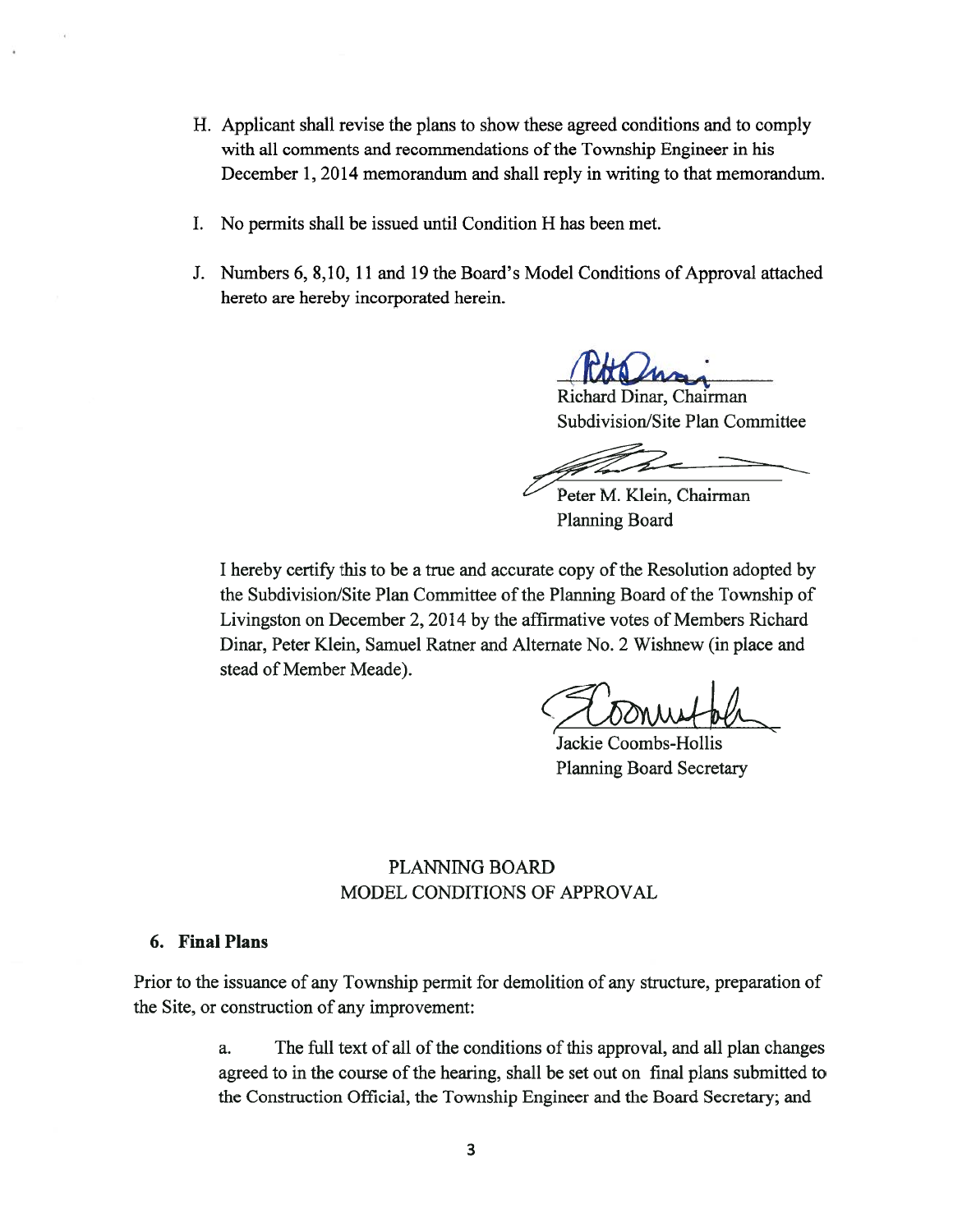H. Applicant shall revise the plans to show these agreed conditions and to comply with all comments and recommendations of the Township Engineer in his December 1, 2014 memorandum and shall reply in writing to that memorandum.

I. No permits shall be issued until Condition H has been met.

J. Numbers 6, 8,10, 11 and 19 the Board's Model Conditions of Approval attached hereto are hereby incorporated herein.

Richard Dinar, Chairman
Subdivision/Site Plan Committee

Peter M. Klein, Chairman
Planning Board

I hereby certify this to be a true and accurate copy of the Resolution adopted by the Subdivision/Site Plan Committee of the Planning Board of the Township of Livingston on December 2, 2014 by the affirmative votes of Members Richard Dinar, Peter Klein, Samuel Ratner and Alternate No. 2 Wishnew (in place and stead of Member Meade).

Jackie Coombs-Hollis
Planning Board Secretary

## PLANNING BOARD
## MODEL CONDITIONS OF APPROVAL

### 6. Final Plans

Prior to the issuance of any Township permit for demolition of any structure, preparation of the Site, or construction of any improvement:

a. The full text of all of the conditions of this approval, and all plan changes agreed to in the course of the hearing, shall be set out on final plans submitted to the Construction Official, the Township Engineer and the Board Secretary; and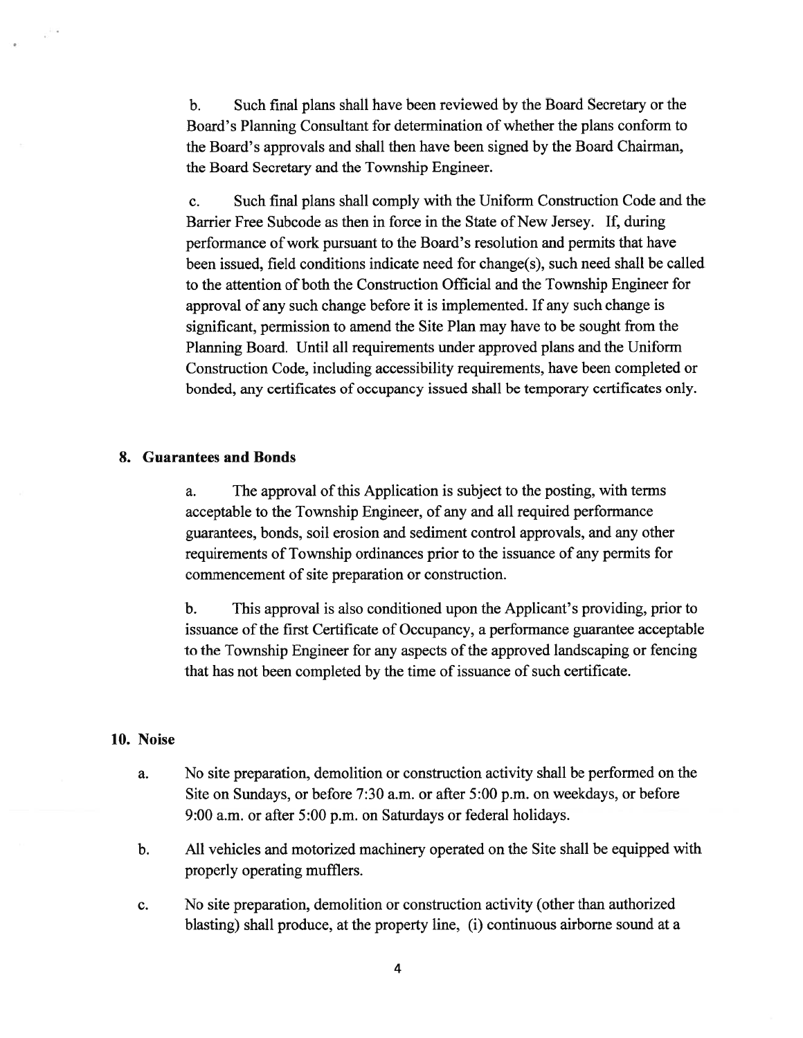b. Such final plans shall have been reviewed by the Board Secretary or the Board's Planning Consultant for determination of whether the plans conform to the Board's approvals and shall then have been signed by the Board Chairman, the Board Secretary and the Township Engineer.

c. Such final plans shall comply with the Uniform Construction Code and the Barrier Free Subcode as then in force in the State of New Jersey. If, during performance of work pursuant to the Board's resolution and permits that have been issued, field conditions indicate need for change(s), such need shall be called to the attention of both the Construction Official and the Township Engineer for approval of any such change before it is implemented. If any such change is significant, permission to amend the Site Plan may have to be sought from the Planning Board. Until all requirements under approved plans and the Uniform Construction Code, including accessibility requirements, have been completed or bonded, any certificates of occupancy issued shall be temporary certificates only.

**8. Guarantees and Bonds**

a. The approval of this Application is subject to the posting, with terms acceptable to the Township Engineer, of any and all required performance guarantees, bonds, soil erosion and sediment control approvals, and any other requirements of Township ordinances prior to the issuance of any permits for commencement of site preparation or construction.

b. This approval is also conditioned upon the Applicant's providing, prior to issuance of the first Certificate of Occupancy, a performance guarantee acceptable to the Township Engineer for any aspects of the approved landscaping or fencing that has not been completed by the time of issuance of such certificate.

**10. Noise**

a. No site preparation, demolition or construction activity shall be performed on the Site on Sundays, or before 7:30 a.m. or after 5:00 p.m. on weekdays, or before 9:00 a.m. or after 5:00 p.m. on Saturdays or federal holidays.

b. All vehicles and motorized machinery operated on the Site shall be equipped with properly operating mufflers.

c. No site preparation, demolition or construction activity (other than authorized blasting) shall produce, at the property line, (i) continuous airborne sound at a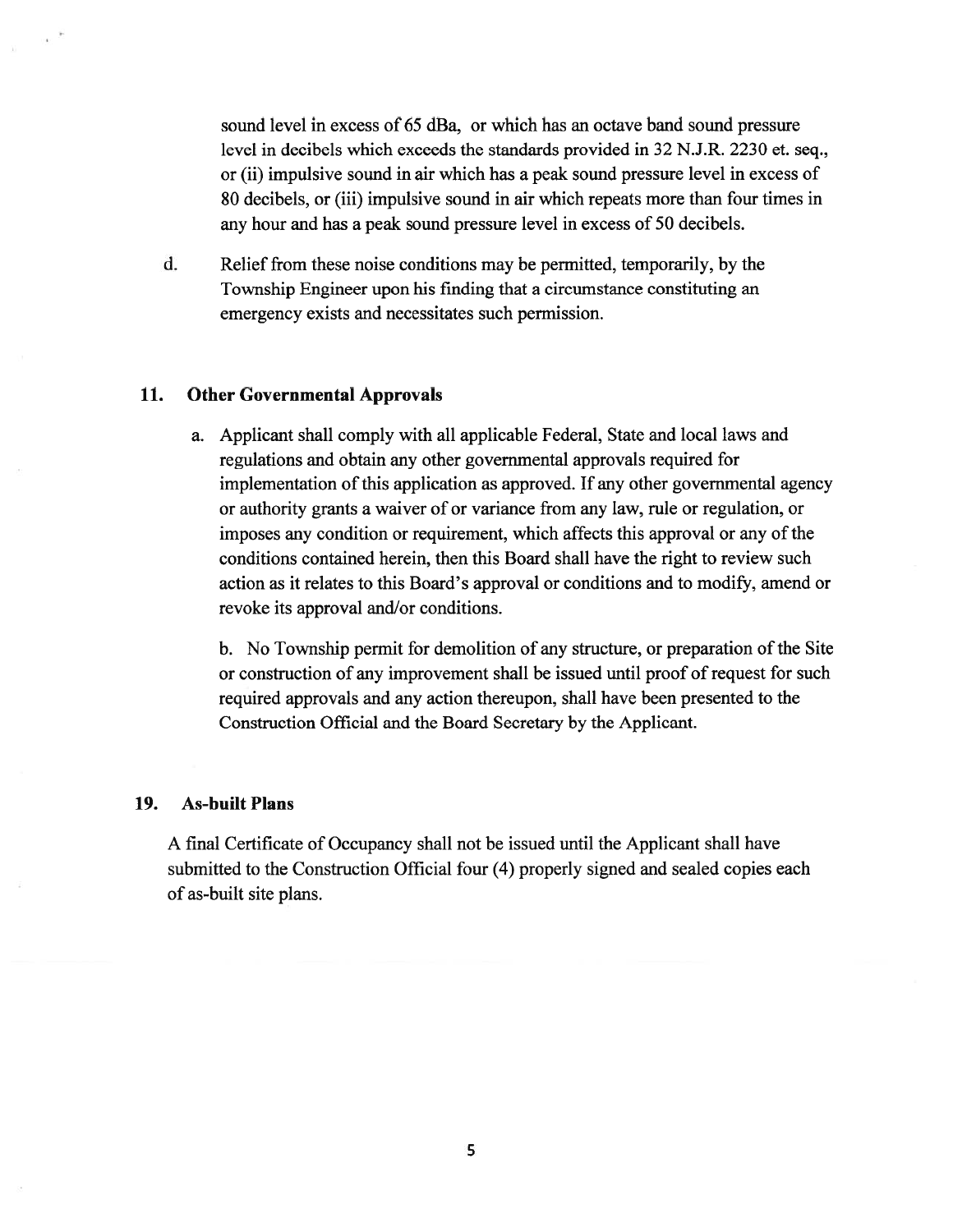sound level in excess of 65 dBa, or which has an octave band sound pressure level in decibels which exceeds the standards provided in 32 N.J.R. 2230 et. seq., or (ii) impulsive sound in air which has a peak sound pressure level in excess of 80 decibels, or (iii) impulsive sound in air which repeats more than four times in any hour and has a peak sound pressure level in excess of 50 decibels.

d. Relief from these noise conditions may be permitted, temporarily, by the Township Engineer upon his finding that a circumstance constituting an emergency exists and necessitates such permission.

**11. Other Governmental Approvals**

a. Applicant shall comply with all applicable Federal, State and local laws and regulations and obtain any other governmental approvals required for implementation of this application as approved. If any other governmental agency or authority grants a waiver of or variance from any law, rule or regulation, or imposes any condition or requirement, which affects this approval or any of the conditions contained herein, then this Board shall have the right to review such action as it relates to this Board's approval or conditions and to modify, amend or revoke its approval and/or conditions.

b. No Township permit for demolition of any structure, or preparation of the Site or construction of any improvement shall be issued until proof of request for such required approvals and any action thereupon, shall have been presented to the Construction Official and the Board Secretary by the Applicant.

**19. As-built Plans**

A final Certificate of Occupancy shall not be issued until the Applicant shall have submitted to the Construction Official four (4) properly signed and sealed copies each of as-built site plans.